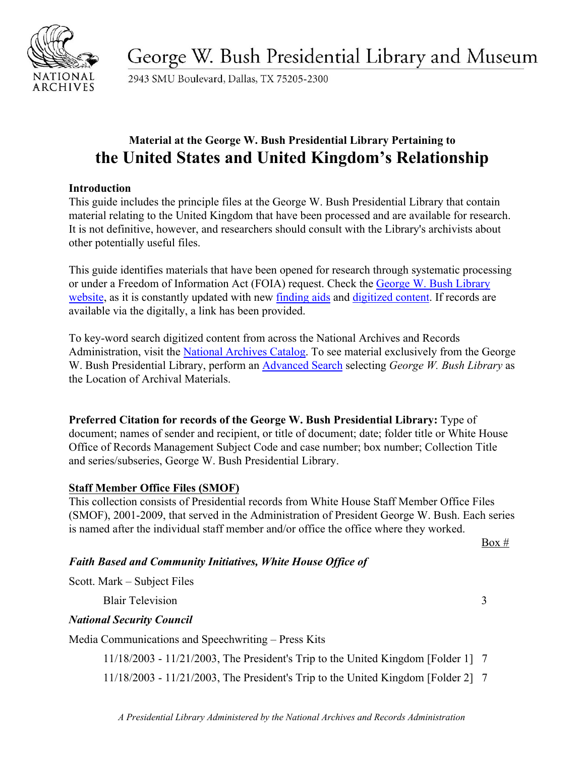# George W. Bush Presidential Library and Museum

2943 SMU Boulevard, Dallas, TX 75205-2300

### Material at the George W. Bush Presidential Library Pertaining to

## the United States and United Kingdom's Relationship

**Introduction**

This guide includes the principle files at the George W. Bush Presidential Library that contain material relating to the United Kingdom that have been processed and are available for research. It is not definitive, however, and researchers should consult with the Library's archivists about other potentially useful files.

This guide identifies materials that have been opened for research through systematic processing or under a Freedom of Information Act (FOIA) request. Check the George W. Bush Library website, as it is constantly updated with new finding aids and digitized content. If records are available via the digitally, a link has been provided.

To key-word search digitized content from across the National Archives and Records Administration, visit the National Archives Catalog. To see material exclusively from the George W. Bush Presidential Library, perform an Advanced Search selecting *George W. Bush Library* as the Location of Archival Materials.

**Preferred Citation for records of the George W. Bush Presidential Library:** Type of document; names of sender and recipient, or title of document; date; folder title or White House Office of Records Management Subject Code and case number; box number; Collection Title and series/subseries, George W. Bush Presidential Library.

**Staff Member Office Files (SMOF)**

This collection consists of Presidential records from White House Staff Member Office Files (SMOF), 2001-2009, that served in the Administration of President George W. Bush. Each series is named after the individual staff member and/or office the office where they worked.

| | Box # |
|---|---|
| ***Faith Based and Community Initiatives, White House Office of*** | |
| Scott. Mark – Subject Files | |
| Blair Television | 3 |
| ***National Security Council*** | |
| Media Communications and Speechwriting – Press Kits | |
| 11/18/2003 - 11/21/2003, The President's Trip to the United Kingdom [Folder 1] | 7 |
| 11/18/2003 - 11/21/2003, The President's Trip to the United Kingdom [Folder 2] | 7 |

*A Presidential Library Administered by the National Archives and Records Administration*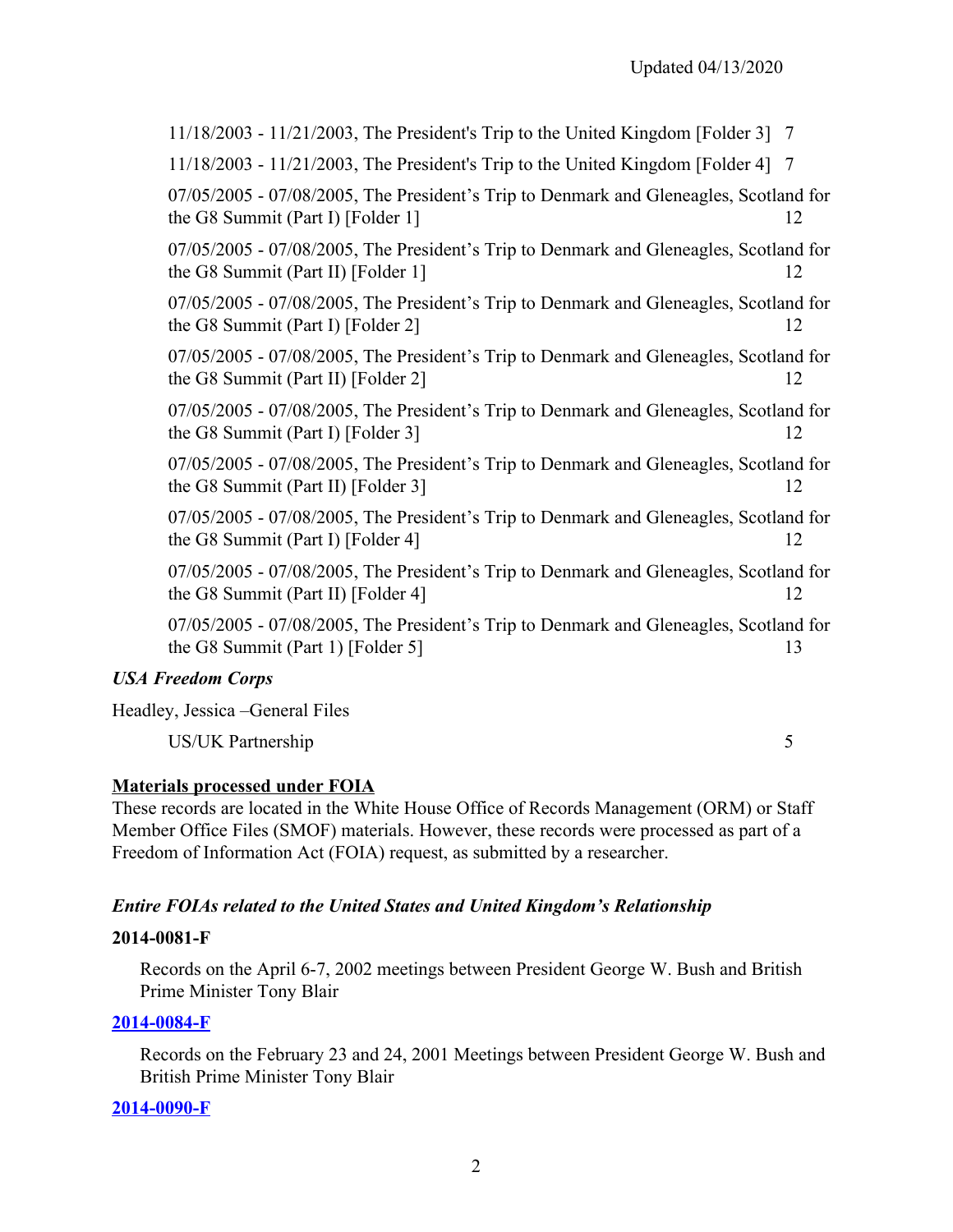11/18/2003 - 11/21/2003, The President's Trip to the United Kingdom [Folder 3] 7

11/18/2003 - 11/21/2003, The President's Trip to the United Kingdom [Folder 4] 7

07/05/2005 - 07/08/2005, The President's Trip to Denmark and Gleneagles, Scotland for the G8 Summit (Part I) [Folder 1] 12

07/05/2005 - 07/08/2005, The President's Trip to Denmark and Gleneagles, Scotland for the G8 Summit (Part II) [Folder 1] 12

07/05/2005 - 07/08/2005, The President's Trip to Denmark and Gleneagles, Scotland for the G8 Summit (Part I) [Folder 2] 12

07/05/2005 - 07/08/2005, The President's Trip to Denmark and Gleneagles, Scotland for the G8 Summit (Part II) [Folder 2] 12

07/05/2005 - 07/08/2005, The President's Trip to Denmark and Gleneagles, Scotland for the G8 Summit (Part I) [Folder 3] 12

07/05/2005 - 07/08/2005, The President's Trip to Denmark and Gleneagles, Scotland for the G8 Summit (Part II) [Folder 3] 12

07/05/2005 - 07/08/2005, The President's Trip to Denmark and Gleneagles, Scotland for the G8 Summit (Part I) [Folder 4] 12

07/05/2005 - 07/08/2005, The President's Trip to Denmark and Gleneagles, Scotland for the G8 Summit (Part II) [Folder 4] 12

07/05/2005 - 07/08/2005, The President's Trip to Denmark and Gleneagles, Scotland for the G8 Summit (Part 1) [Folder 5] 13

***USA Freedom Corps***

Headley, Jessica –General Files

US/UK Partnership 5

**Materials processed under FOIA**

These records are located in the White House Office of Records Management (ORM) or Staff Member Office Files (SMOF) materials. However, these records were processed as part of a Freedom of Information Act (FOIA) request, as submitted by a researcher.

***Entire FOIAs related to the United States and United Kingdom's Relationship***

**2014-0081-F**

Records on the April 6-7, 2002 meetings between President George W. Bush and British Prime Minister Tony Blair

**2014-0084-F**

Records on the February 23 and 24, 2001 Meetings between President George W. Bush and British Prime Minister Tony Blair

**2014-0090-F**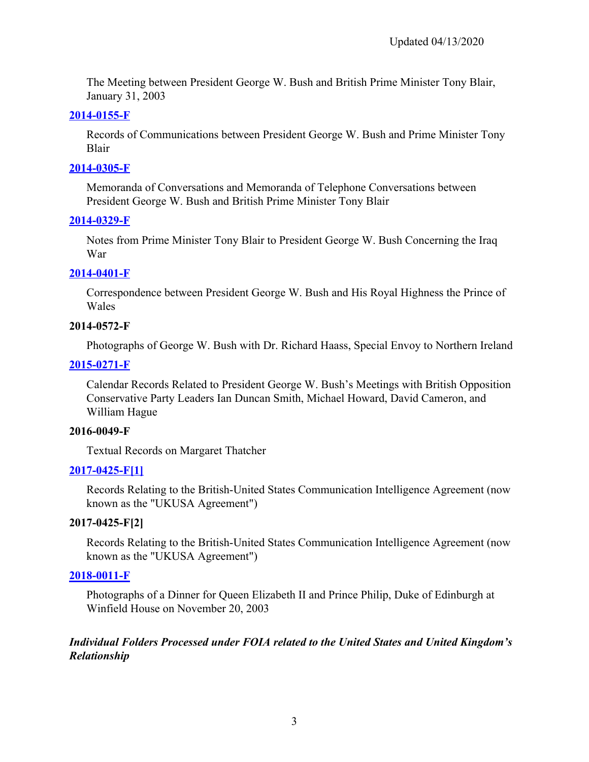The Meeting between President George W. Bush and British Prime Minister Tony Blair, January 31, 2003

**2014-0155-F**

Records of Communications between President George W. Bush and Prime Minister Tony Blair

**2014-0305-F**

Memoranda of Conversations and Memoranda of Telephone Conversations between President George W. Bush and British Prime Minister Tony Blair

**2014-0329-F**

Notes from Prime Minister Tony Blair to President George W. Bush Concerning the Iraq War

**2014-0401-F**

Correspondence between President George W. Bush and His Royal Highness the Prince of Wales

**2014-0572-F**

Photographs of George W. Bush with Dr. Richard Haass, Special Envoy to Northern Ireland

**2015-0271-F**

Calendar Records Related to President George W. Bush's Meetings with British Opposition Conservative Party Leaders Ian Duncan Smith, Michael Howard, David Cameron, and William Hague

**2016-0049-F**

Textual Records on Margaret Thatcher

**2017-0425-F[1]**

Records Relating to the British-United States Communication Intelligence Agreement (now known as the "UKUSA Agreement")

**2017-0425-F[2]**

Records Relating to the British-United States Communication Intelligence Agreement (now known as the "UKUSA Agreement")

**2018-0011-F**

Photographs of a Dinner for Queen Elizabeth II and Prince Philip, Duke of Edinburgh at Winfield House on November 20, 2003

***Individual Folders Processed under FOIA related to the United States and United Kingdom's Relationship***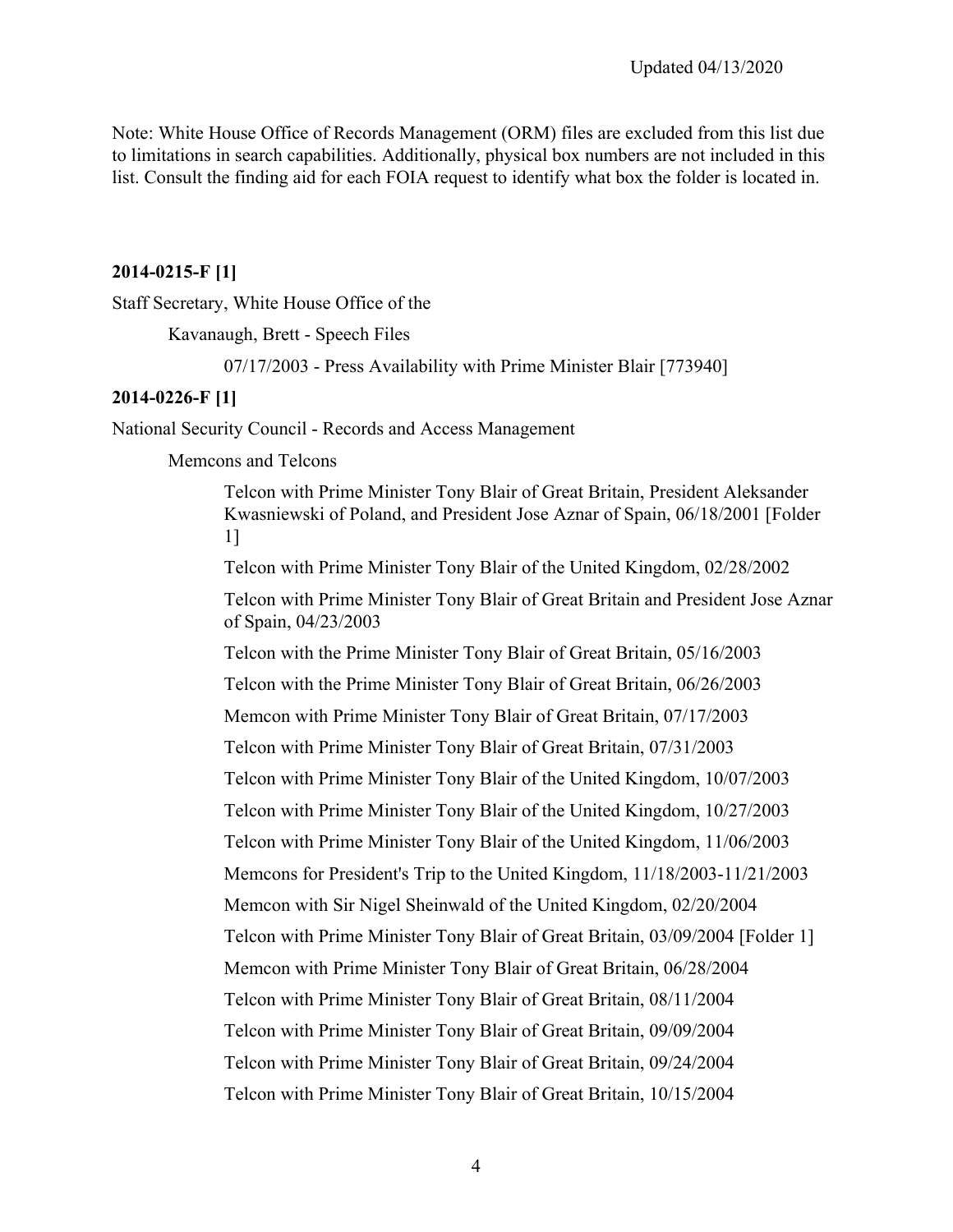Updated 04/13/2020

Note: White House Office of Records Management (ORM) files are excluded from this list due to limitations in search capabilities. Additionally, physical box numbers are not included in this list. Consult the finding aid for each FOIA request to identify what box the folder is located in.

**2014-0215-F [1]**

Staff Secretary, White House Office of the

- Kavanaugh, Brett - Speech Files
  - 07/17/2003 - Press Availability with Prime Minister Blair [773940]

**2014-0226-F [1]**

National Security Council - Records and Access Management

- Memcons and Telcons
  - Telcon with Prime Minister Tony Blair of Great Britain, President Aleksander Kwasniewski of Poland, and President Jose Aznar of Spain, 06/18/2001 [Folder 1]
  - Telcon with Prime Minister Tony Blair of the United Kingdom, 02/28/2002
  - Telcon with Prime Minister Tony Blair of Great Britain and President Jose Aznar of Spain, 04/23/2003
  - Telcon with the Prime Minister Tony Blair of Great Britain, 05/16/2003
  - Telcon with the Prime Minister Tony Blair of Great Britain, 06/26/2003
  - Memcon with Prime Minister Tony Blair of Great Britain, 07/17/2003
  - Telcon with Prime Minister Tony Blair of Great Britain, 07/31/2003
  - Telcon with Prime Minister Tony Blair of the United Kingdom, 10/07/2003
  - Telcon with Prime Minister Tony Blair of the United Kingdom, 10/27/2003
  - Telcon with Prime Minister Tony Blair of the United Kingdom, 11/06/2003
  - Memcons for President's Trip to the United Kingdom, 11/18/2003-11/21/2003
  - Memcon with Sir Nigel Sheinwald of the United Kingdom, 02/20/2004
  - Telcon with Prime Minister Tony Blair of Great Britain, 03/09/2004 [Folder 1]
  - Memcon with Prime Minister Tony Blair of Great Britain, 06/28/2004
  - Telcon with Prime Minister Tony Blair of Great Britain, 08/11/2004
  - Telcon with Prime Minister Tony Blair of Great Britain, 09/09/2004
  - Telcon with Prime Minister Tony Blair of Great Britain, 09/24/2004
  - Telcon with Prime Minister Tony Blair of Great Britain, 10/15/2004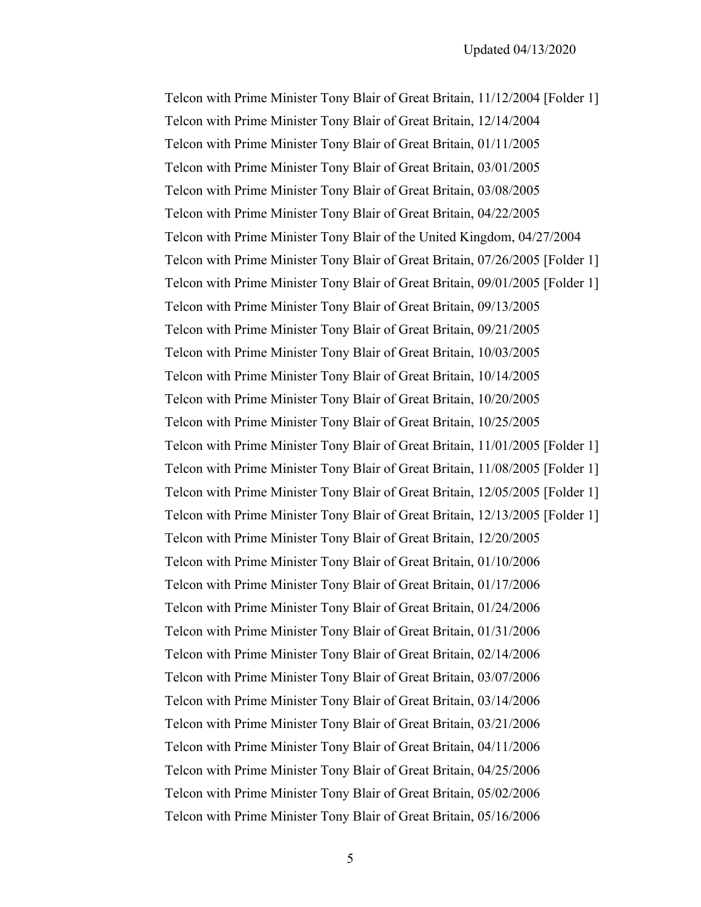Telcon with Prime Minister Tony Blair of Great Britain, 11/12/2004 [Folder 1]

Telcon with Prime Minister Tony Blair of Great Britain, 12/14/2004

Telcon with Prime Minister Tony Blair of Great Britain, 01/11/2005

Telcon with Prime Minister Tony Blair of Great Britain, 03/01/2005

Telcon with Prime Minister Tony Blair of Great Britain, 03/08/2005

Telcon with Prime Minister Tony Blair of Great Britain, 04/22/2005

Telcon with Prime Minister Tony Blair of the United Kingdom, 04/27/2004

Telcon with Prime Minister Tony Blair of Great Britain, 07/26/2005 [Folder 1]

Telcon with Prime Minister Tony Blair of Great Britain, 09/01/2005 [Folder 1]

Telcon with Prime Minister Tony Blair of Great Britain, 09/13/2005

Telcon with Prime Minister Tony Blair of Great Britain, 09/21/2005

Telcon with Prime Minister Tony Blair of Great Britain, 10/03/2005

Telcon with Prime Minister Tony Blair of Great Britain, 10/14/2005

Telcon with Prime Minister Tony Blair of Great Britain, 10/20/2005

Telcon with Prime Minister Tony Blair of Great Britain, 10/25/2005

Telcon with Prime Minister Tony Blair of Great Britain, 11/01/2005 [Folder 1]

Telcon with Prime Minister Tony Blair of Great Britain, 11/08/2005 [Folder 1]

Telcon with Prime Minister Tony Blair of Great Britain, 12/05/2005 [Folder 1]

Telcon with Prime Minister Tony Blair of Great Britain, 12/13/2005 [Folder 1]

Telcon with Prime Minister Tony Blair of Great Britain, 12/20/2005

Telcon with Prime Minister Tony Blair of Great Britain, 01/10/2006

Telcon with Prime Minister Tony Blair of Great Britain, 01/17/2006

Telcon with Prime Minister Tony Blair of Great Britain, 01/24/2006

Telcon with Prime Minister Tony Blair of Great Britain, 01/31/2006

Telcon with Prime Minister Tony Blair of Great Britain, 02/14/2006

Telcon with Prime Minister Tony Blair of Great Britain, 03/07/2006

Telcon with Prime Minister Tony Blair of Great Britain, 03/14/2006

Telcon with Prime Minister Tony Blair of Great Britain, 03/21/2006

Telcon with Prime Minister Tony Blair of Great Britain, 04/11/2006

Telcon with Prime Minister Tony Blair of Great Britain, 04/25/2006

Telcon with Prime Minister Tony Blair of Great Britain, 05/02/2006

Telcon with Prime Minister Tony Blair of Great Britain, 05/16/2006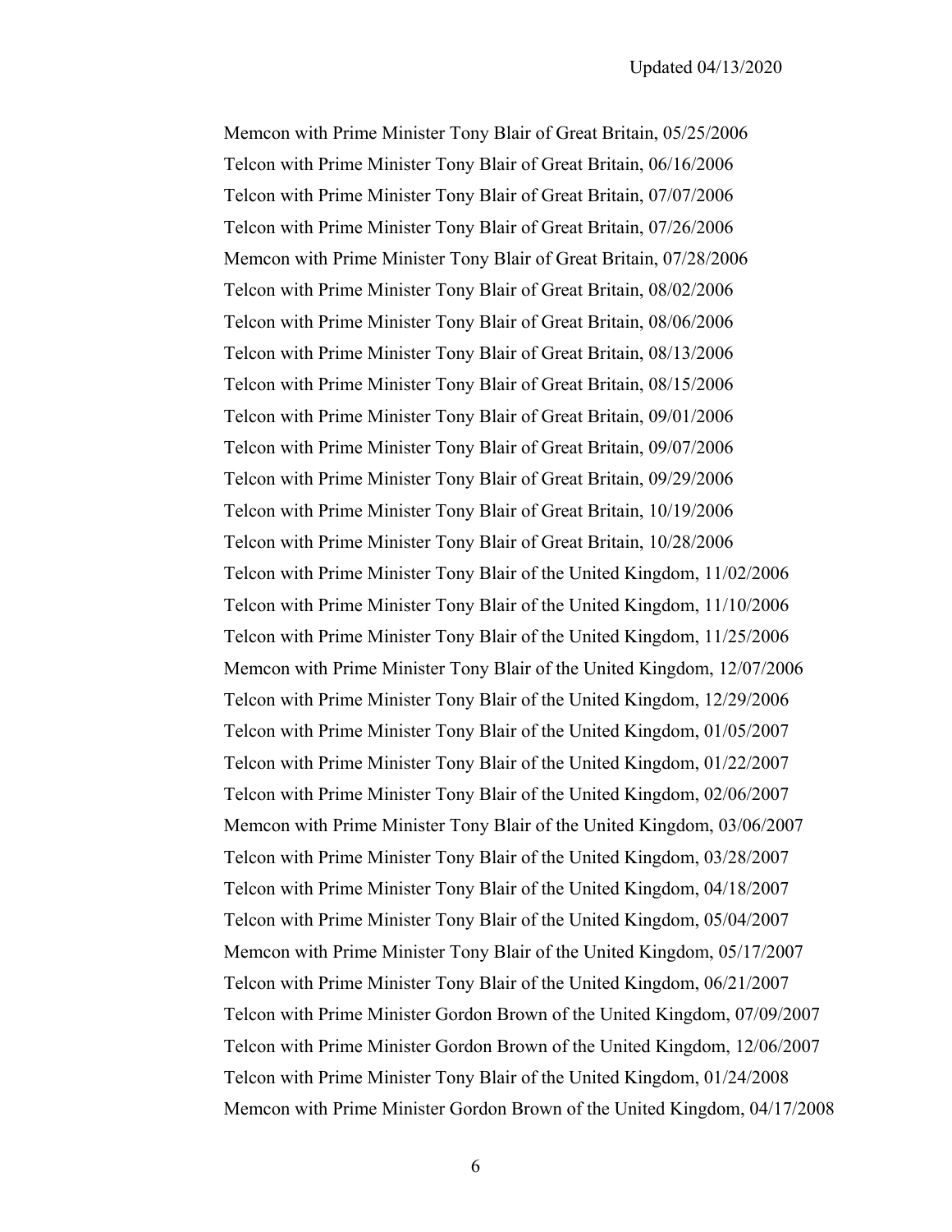Memcon with Prime Minister Tony Blair of Great Britain, 05/25/2006

Telcon with Prime Minister Tony Blair of Great Britain, 06/16/2006

Telcon with Prime Minister Tony Blair of Great Britain, 07/07/2006

Telcon with Prime Minister Tony Blair of Great Britain, 07/26/2006

Memcon with Prime Minister Tony Blair of Great Britain, 07/28/2006

Telcon with Prime Minister Tony Blair of Great Britain, 08/02/2006

Telcon with Prime Minister Tony Blair of Great Britain, 08/06/2006

Telcon with Prime Minister Tony Blair of Great Britain, 08/13/2006

Telcon with Prime Minister Tony Blair of Great Britain, 08/15/2006

Telcon with Prime Minister Tony Blair of Great Britain, 09/01/2006

Telcon with Prime Minister Tony Blair of Great Britain, 09/07/2006

Telcon with Prime Minister Tony Blair of Great Britain, 09/29/2006

Telcon with Prime Minister Tony Blair of Great Britain, 10/19/2006

Telcon with Prime Minister Tony Blair of Great Britain, 10/28/2006

Telcon with Prime Minister Tony Blair of the United Kingdom, 11/02/2006

Telcon with Prime Minister Tony Blair of the United Kingdom, 11/10/2006

Telcon with Prime Minister Tony Blair of the United Kingdom, 11/25/2006

Memcon with Prime Minister Tony Blair of the United Kingdom, 12/07/2006

Telcon with Prime Minister Tony Blair of the United Kingdom, 12/29/2006

Telcon with Prime Minister Tony Blair of the United Kingdom, 01/05/2007

Telcon with Prime Minister Tony Blair of the United Kingdom, 01/22/2007

Telcon with Prime Minister Tony Blair of the United Kingdom, 02/06/2007

Memcon with Prime Minister Tony Blair of the United Kingdom, 03/06/2007

Telcon with Prime Minister Tony Blair of the United Kingdom, 03/28/2007

Telcon with Prime Minister Tony Blair of the United Kingdom, 04/18/2007

Telcon with Prime Minister Tony Blair of the United Kingdom, 05/04/2007

Memcon with Prime Minister Tony Blair of the United Kingdom, 05/17/2007

Telcon with Prime Minister Tony Blair of the United Kingdom, 06/21/2007

Telcon with Prime Minister Gordon Brown of the United Kingdom, 07/09/2007

Telcon with Prime Minister Gordon Brown of the United Kingdom, 12/06/2007

Telcon with Prime Minister Tony Blair of the United Kingdom, 01/24/2008

Memcon with Prime Minister Gordon Brown of the United Kingdom, 04/17/2008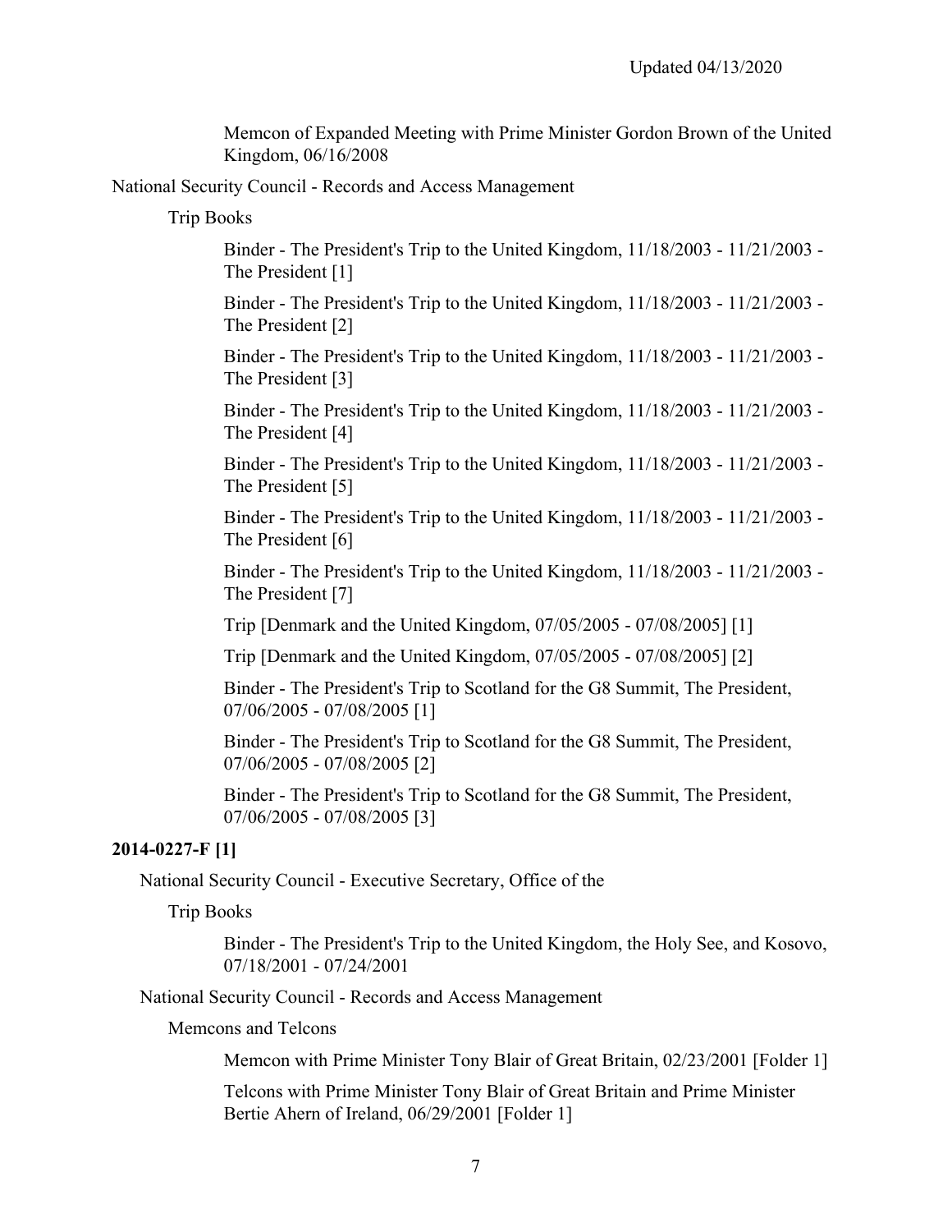Memcon of Expanded Meeting with Prime Minister Gordon Brown of the United Kingdom, 06/16/2008

National Security Council - Records and Access Management

Trip Books

Binder - The President's Trip to the United Kingdom, 11/18/2003 - 11/21/2003 - The President [1]

Binder - The President's Trip to the United Kingdom, 11/18/2003 - 11/21/2003 - The President [2]

Binder - The President's Trip to the United Kingdom, 11/18/2003 - 11/21/2003 - The President [3]

Binder - The President's Trip to the United Kingdom, 11/18/2003 - 11/21/2003 - The President [4]

Binder - The President's Trip to the United Kingdom, 11/18/2003 - 11/21/2003 - The President [5]

Binder - The President's Trip to the United Kingdom, 11/18/2003 - 11/21/2003 - The President [6]

Binder - The President's Trip to the United Kingdom, 11/18/2003 - 11/21/2003 - The President [7]

Trip [Denmark and the United Kingdom, 07/05/2005 - 07/08/2005] [1]

Trip [Denmark and the United Kingdom, 07/05/2005 - 07/08/2005] [2]

Binder - The President's Trip to Scotland for the G8 Summit, The President, 07/06/2005 - 07/08/2005 [1]

Binder - The President's Trip to Scotland for the G8 Summit, The President, 07/06/2005 - 07/08/2005 [2]

Binder - The President's Trip to Scotland for the G8 Summit, The President, 07/06/2005 - 07/08/2005 [3]

**2014-0227-F [1]**

National Security Council - Executive Secretary, Office of the

Trip Books

Binder - The President's Trip to the United Kingdom, the Holy See, and Kosovo, 07/18/2001 - 07/24/2001

National Security Council - Records and Access Management

Memcons and Telcons

Memcon with Prime Minister Tony Blair of Great Britain, 02/23/2001 [Folder 1]

Telcons with Prime Minister Tony Blair of Great Britain and Prime Minister Bertie Ahern of Ireland, 06/29/2001 [Folder 1]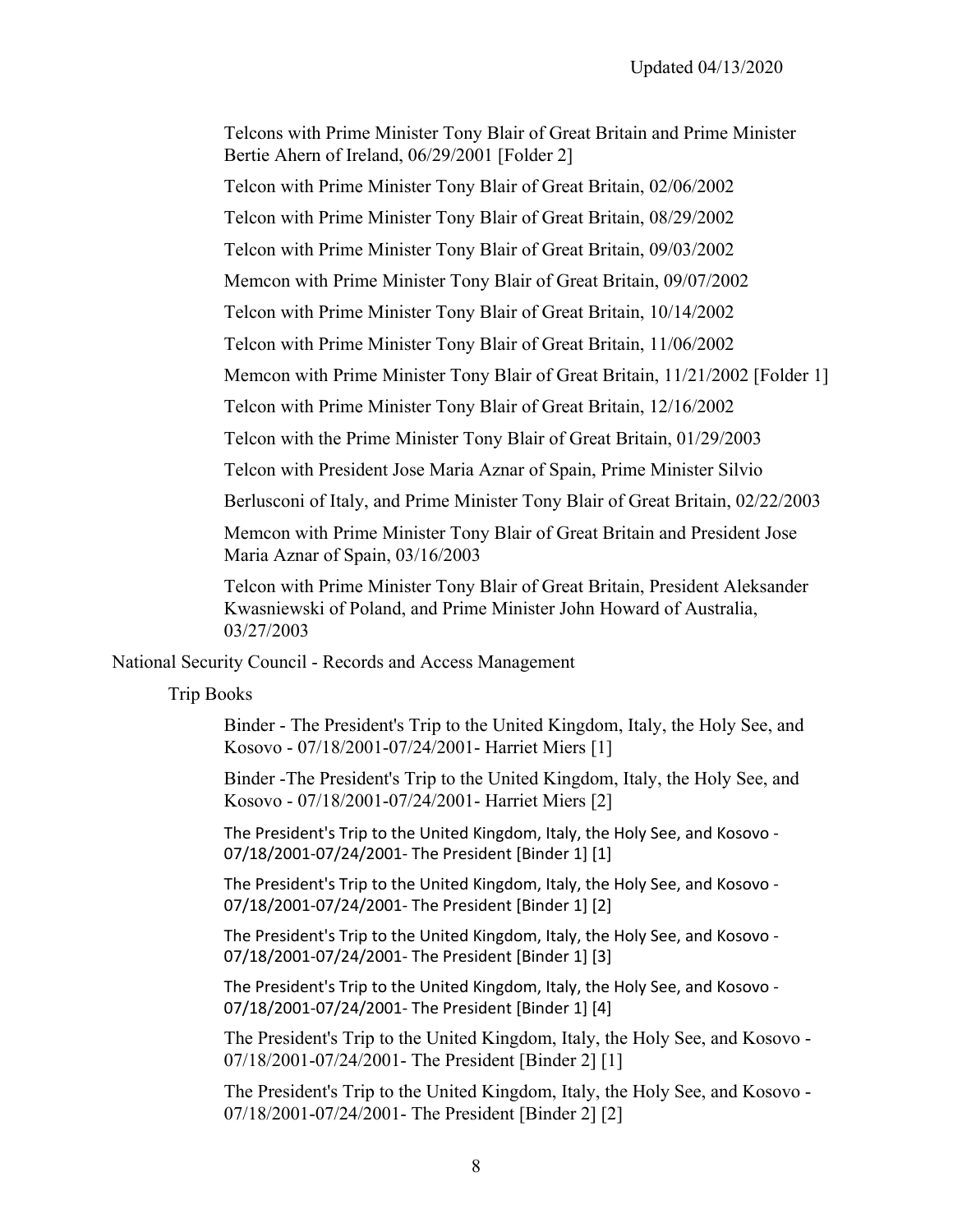Telcons with Prime Minister Tony Blair of Great Britain and Prime Minister Bertie Ahern of Ireland, 06/29/2001 [Folder 2]

Telcon with Prime Minister Tony Blair of Great Britain, 02/06/2002

Telcon with Prime Minister Tony Blair of Great Britain, 08/29/2002

Telcon with Prime Minister Tony Blair of Great Britain, 09/03/2002

Memcon with Prime Minister Tony Blair of Great Britain, 09/07/2002

Telcon with Prime Minister Tony Blair of Great Britain, 10/14/2002

Telcon with Prime Minister Tony Blair of Great Britain, 11/06/2002

Memcon with Prime Minister Tony Blair of Great Britain, 11/21/2002 [Folder 1]

Telcon with Prime Minister Tony Blair of Great Britain, 12/16/2002

Telcon with the Prime Minister Tony Blair of Great Britain, 01/29/2003

Telcon with President Jose Maria Aznar of Spain, Prime Minister Silvio Berlusconi of Italy, and Prime Minister Tony Blair of Great Britain, 02/22/2003

Memcon with Prime Minister Tony Blair of Great Britain and President Jose Maria Aznar of Spain, 03/16/2003

Telcon with Prime Minister Tony Blair of Great Britain, President Aleksander Kwasniewski of Poland, and Prime Minister John Howard of Australia, 03/27/2003

National Security Council - Records and Access Management

Trip Books

Binder - The President's Trip to the United Kingdom, Italy, the Holy See, and Kosovo - 07/18/2001-07/24/2001- Harriet Miers [1]

Binder -The President's Trip to the United Kingdom, Italy, the Holy See, and Kosovo - 07/18/2001-07/24/2001- Harriet Miers [2]

The President's Trip to the United Kingdom, Italy, the Holy See, and Kosovo - 07/18/2001-07/24/2001- The President [Binder 1] [1]

The President's Trip to the United Kingdom, Italy, the Holy See, and Kosovo - 07/18/2001-07/24/2001- The President [Binder 1] [2]

The President's Trip to the United Kingdom, Italy, the Holy See, and Kosovo - 07/18/2001-07/24/2001- The President [Binder 1] [3]

The President's Trip to the United Kingdom, Italy, the Holy See, and Kosovo - 07/18/2001-07/24/2001- The President [Binder 1] [4]

The President's Trip to the United Kingdom, Italy, the Holy See, and Kosovo - 07/18/2001-07/24/2001- The President [Binder 2] [1]

The President's Trip to the United Kingdom, Italy, the Holy See, and Kosovo - 07/18/2001-07/24/2001- The President [Binder 2] [2]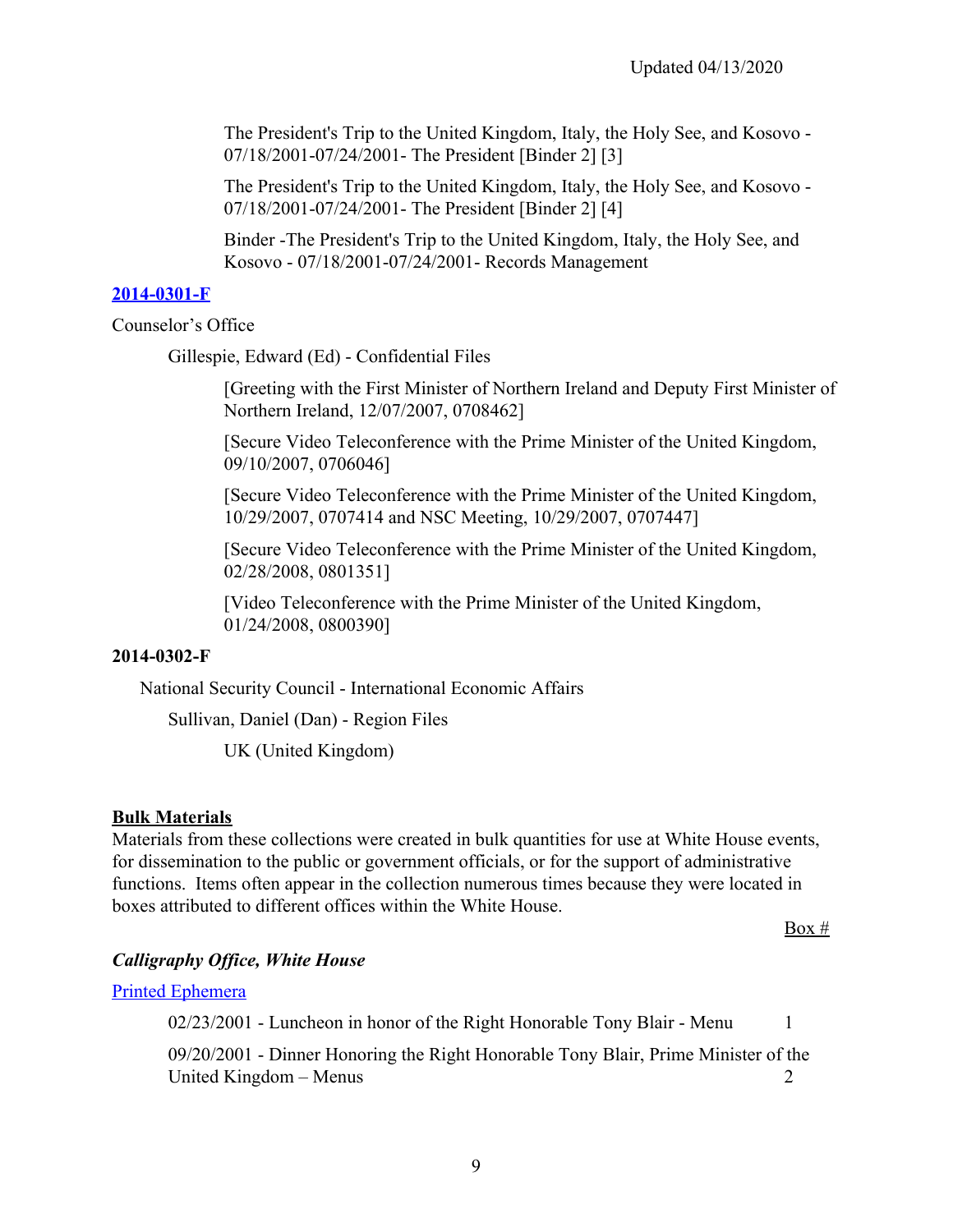The President's Trip to the United Kingdom, Italy, the Holy See, and Kosovo - 07/18/2001-07/24/2001- The President [Binder 2] [3]

The President's Trip to the United Kingdom, Italy, the Holy See, and Kosovo - 07/18/2001-07/24/2001- The President [Binder 2] [4]

Binder -The President's Trip to the United Kingdom, Italy, the Holy See, and Kosovo - 07/18/2001-07/24/2001- Records Management

**2014-0301-F**

Counselor's Office

Gillespie, Edward (Ed) - Confidential Files

[Greeting with the First Minister of Northern Ireland and Deputy First Minister of Northern Ireland, 12/07/2007, 0708462]

[Secure Video Teleconference with the Prime Minister of the United Kingdom, 09/10/2007, 0706046]

[Secure Video Teleconference with the Prime Minister of the United Kingdom, 10/29/2007, 0707414 and NSC Meeting, 10/29/2007, 0707447]

[Secure Video Teleconference with the Prime Minister of the United Kingdom, 02/28/2008, 0801351]

[Video Teleconference with the Prime Minister of the United Kingdom, 01/24/2008, 0800390]

**2014-0302-F**

National Security Council - International Economic Affairs

Sullivan, Daniel (Dan) - Region Files

UK (United Kingdom)

## Bulk Materials

Materials from these collections were created in bulk quantities for use at White House events, for dissemination to the public or government officials, or for the support of administrative functions. Items often appear in the collection numerous times because they were located in boxes attributed to different offices within the White House.

Box #

### *Calligraphy Office, White House*

Printed Ephemera

| | Box # |
|---|---|
| 02/23/2001 - Luncheon in honor of the Right Honorable Tony Blair - Menu | 1 |
| 09/20/2001 - Dinner Honoring the Right Honorable Tony Blair, Prime Minister of the United Kingdom – Menus | 2 |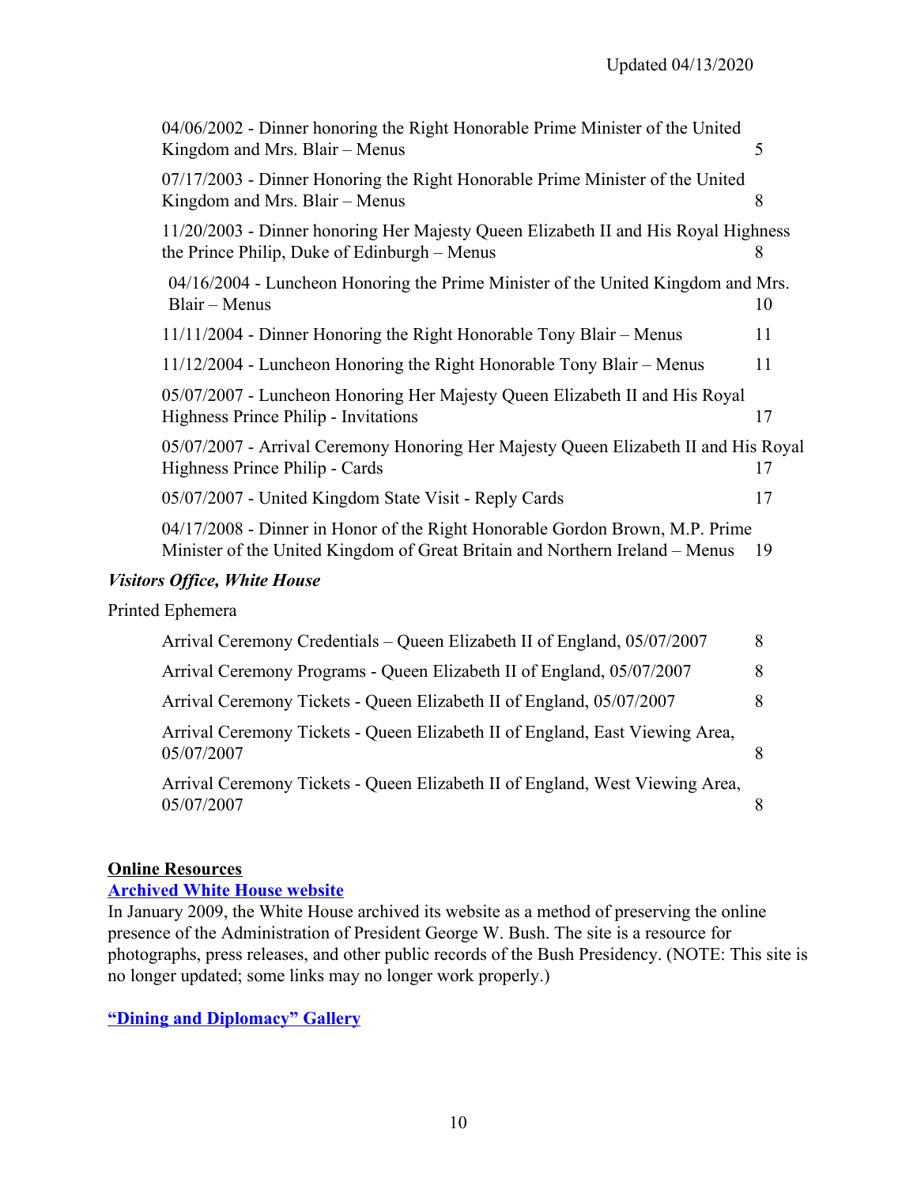Updated 04/13/2020

| | |
|---|---|
| 04/06/2002 - Dinner honoring the Right Honorable Prime Minister of the United Kingdom and Mrs. Blair – Menus | 5 |
| 07/17/2003 - Dinner Honoring the Right Honorable Prime Minister of the United Kingdom and Mrs. Blair – Menus | 8 |
| 11/20/2003 - Dinner honoring Her Majesty Queen Elizabeth II and His Royal Highness the Prince Philip, Duke of Edinburgh – Menus | 8 |
| 04/16/2004 - Luncheon Honoring the Prime Minister of the United Kingdom and Mrs. Blair – Menus | 10 |
| 11/11/2004 - Dinner Honoring the Right Honorable Tony Blair – Menus | 11 |
| 11/12/2004 - Luncheon Honoring the Right Honorable Tony Blair – Menus | 11 |
| 05/07/2007 - Luncheon Honoring Her Majesty Queen Elizabeth II and His Royal Highness Prince Philip - Invitations | 17 |
| 05/07/2007 - Arrival Ceremony Honoring Her Majesty Queen Elizabeth II and His Royal Highness Prince Philip - Cards | 17 |
| 05/07/2007 - United Kingdom State Visit - Reply Cards | 17 |
| 04/17/2008 - Dinner in Honor of the Right Honorable Gordon Brown, M.P. Prime Minister of the United Kingdom of Great Britain and Northern Ireland – Menus | 19 |

***Visitors Office, White House***

Printed Ephemera

| | |
|---|---|
| Arrival Ceremony Credentials – Queen Elizabeth II of England, 05/07/2007 | 8 |
| Arrival Ceremony Programs - Queen Elizabeth II of England, 05/07/2007 | 8 |
| Arrival Ceremony Tickets - Queen Elizabeth II of England, 05/07/2007 | 8 |
| Arrival Ceremony Tickets - Queen Elizabeth II of England, East Viewing Area, 05/07/2007 | 8 |
| Arrival Ceremony Tickets - Queen Elizabeth II of England, West Viewing Area, 05/07/2007 | 8 |

**Online Resources**

**Archived White House website**

In January 2009, the White House archived its website as a method of preserving the online presence of the Administration of President George W. Bush. The site is a resource for photographs, press releases, and other public records of the Bush Presidency. (NOTE: This site is no longer updated; some links may no longer work properly.)

**"Dining and Diplomacy" Gallery**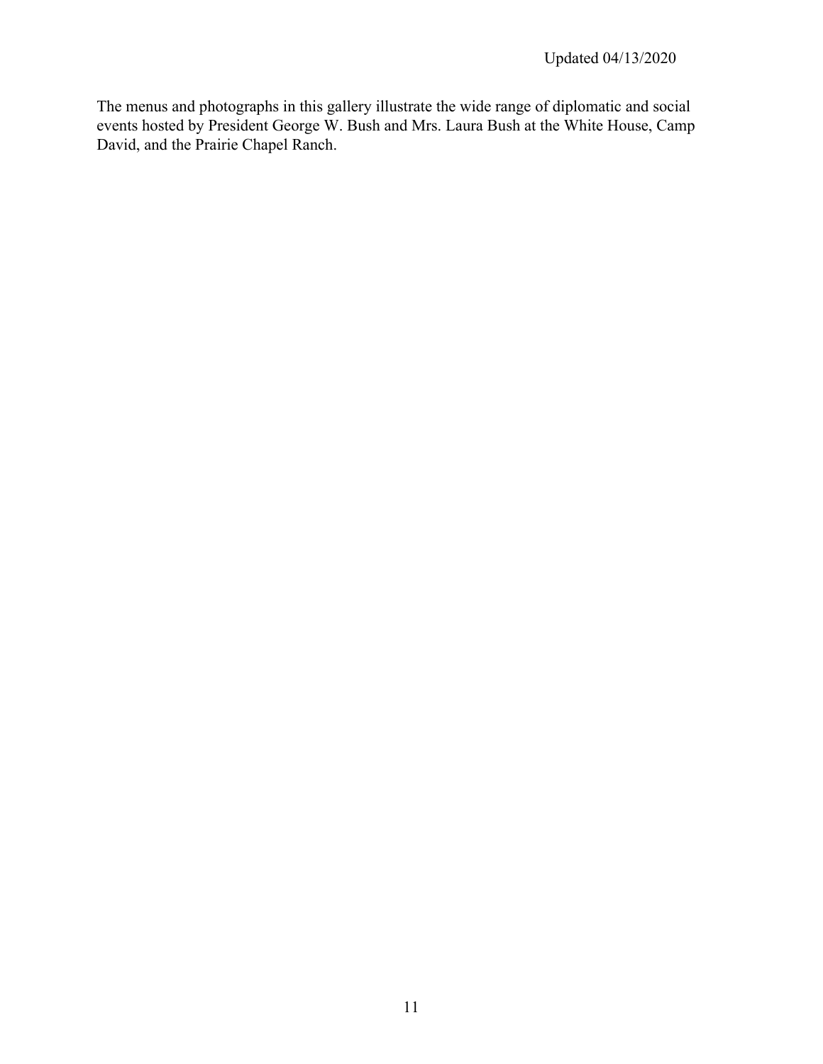The menus and photographs in this gallery illustrate the wide range of diplomatic and social events hosted by President George W. Bush and Mrs. Laura Bush at the White House, Camp David, and the Prairie Chapel Ranch.